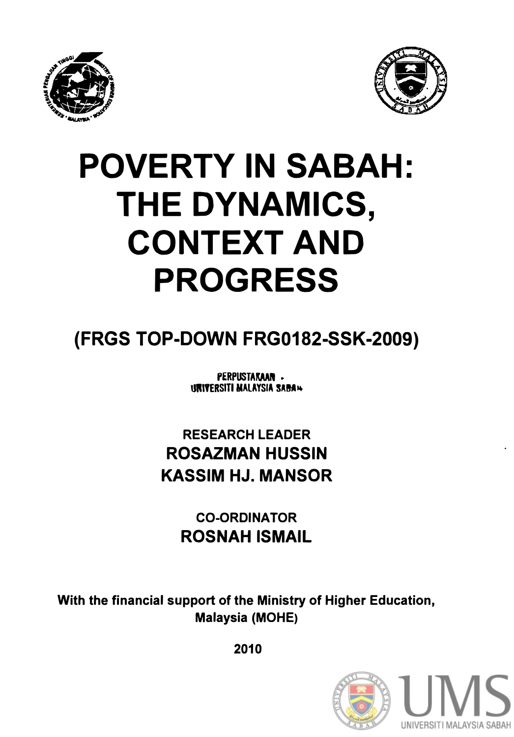# POVERTY IN SABAH: THE DYNAMICS, CONTEXT AND PROGRESS

## (FRGS TOP-DOWN FRG0182-SSK-2009)

PERPUSTAKAAN
UNIVERSITI MALAYSIA SABAH

RESEARCH LEADER

**ROSAZMAN HUSSIN**

**KASSIM HJ. MANSOR**

CO-ORDINATOR

**ROSNAH ISMAIL**

**With the financial support of the Ministry of Higher Education, Malaysia (MOHE)**

**2010**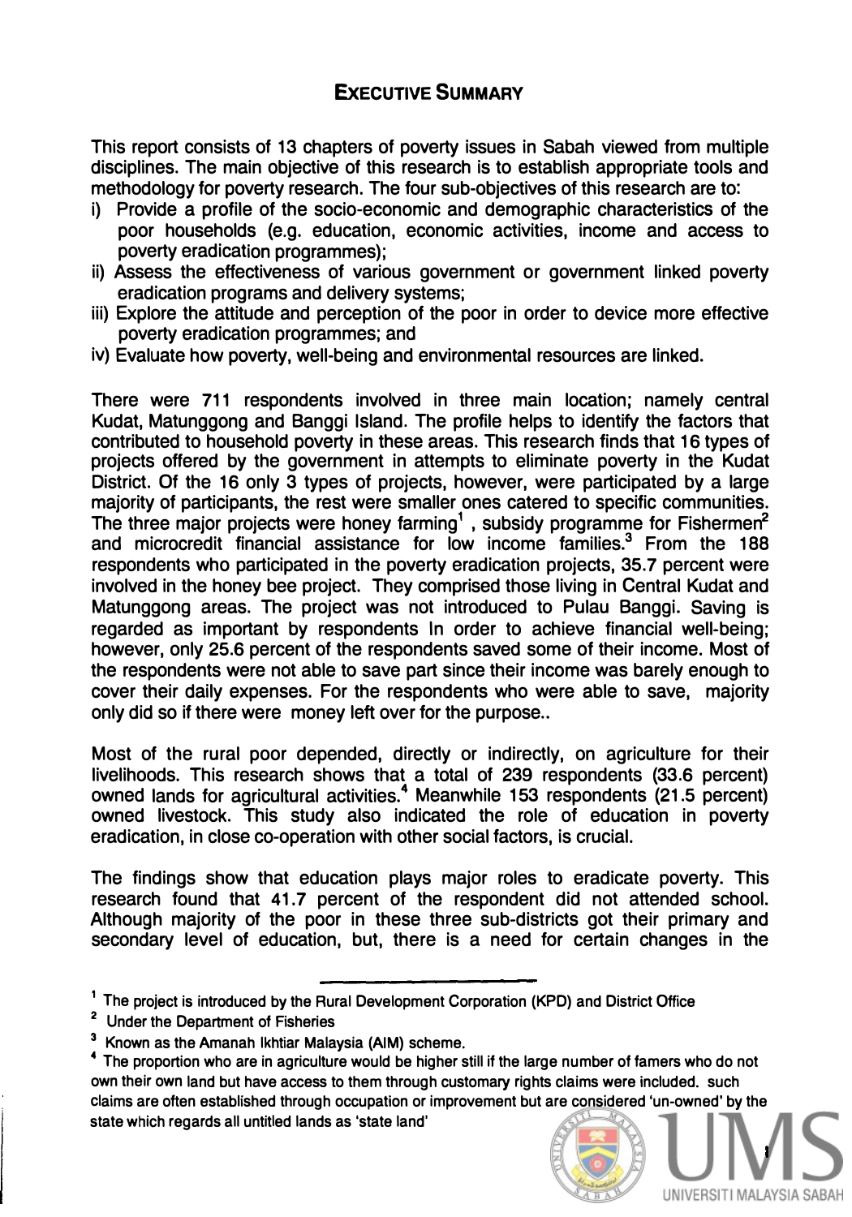## EXECUTIVE SUMMARY

This report consists of 13 chapters of poverty issues in Sabah viewed from multiple disciplines. The main objective of this research is to establish appropriate tools and methodology for poverty research. The four sub-objectives of this research are to:

i) Provide a profile of the socio-economic and demographic characteristics of the poor households (e.g. education, economic activities, income and access to poverty eradication programmes);
ii) Assess the effectiveness of various government or government linked poverty eradication programs and delivery systems;
iii) Explore the attitude and perception of the poor in order to device more effective poverty eradication programmes; and
iv) Evaluate how poverty, well-being and environmental resources are linked.

There were 711 respondents involved in three main location; namely central Kudat, Matunggong and Banggi Island. The profile helps to identify the factors that contributed to household poverty in these areas. This research finds that 16 types of projects offered by the government in attempts to eliminate poverty in the Kudat District. Of the 16 only 3 types of projects, however, were participated by a large majority of participants, the rest were smaller ones catered to specific communities. The three major projects were honey farming[1] , subsidy programme for Fishermen[2] and microcredit financial assistance for low income families.[3] From the 188 respondents who participated in the poverty eradication projects, 35.7 percent were involved in the honey bee project. They comprised those living in Central Kudat and Matunggong areas. The project was not introduced to Pulau Banggi. Saving is regarded as important by respondents In order to achieve financial well-being; however, only 25.6 percent of the respondents saved some of their income. Most of the respondents were not able to save part since their income was barely enough to cover their daily expenses. For the respondents who were able to save, majority only did so if there were money left over for the purpose..

Most of the rural poor depended, directly or indirectly, on agriculture for their livelihoods. This research shows that a total of 239 respondents (33.6 percent) owned lands for agricultural activities.[4] Meanwhile 153 respondents (21.5 percent) owned livestock. This study also indicated the role of education in poverty eradication, in close co-operation with other social factors, is crucial.

The findings show that education plays major roles to eradicate poverty. This research found that 41.7 percent of the respondent did not attended school. Although majority of the poor in these three sub-districts got their primary and secondary level of education, but, there is a need for certain changes in the

---

[1] The project is introduced by the Rural Development Corporation (KPD) and District Office

[2] Under the Department of Fisheries

[3] Known as the Amanah Ikhtiar Malaysia (AIM) scheme.

[4] The proportion who are in agriculture would be higher still if the large number of famers who do not own their own land but have access to them through customary rights claims were included. such claims are often established through occupation or improvement but are considered 'un-owned' by the state which regards all untitled lands as 'state land'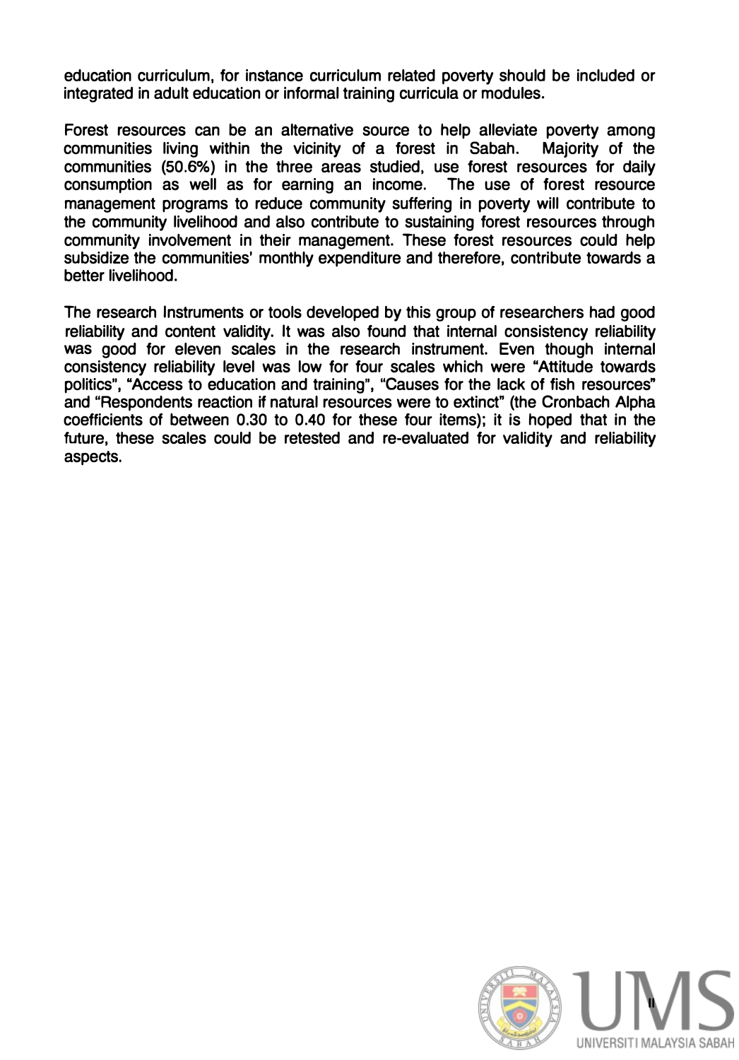education curriculum, for instance curriculum related poverty should be included or integrated in adult education or informal training curricula or modules.

Forest resources can be an alternative source to help alleviate poverty among communities living within the vicinity of a forest in Sabah. Majority of the communities (50.6%) in the three areas studied, use forest resources for daily consumption as well as for earning an income. The use of forest resource management programs to reduce community suffering in poverty will contribute to the community livelihood and also contribute to sustaining forest resources through community involvement in their management. These forest resources could help subsidize the communities' monthly expenditure and therefore, contribute towards a better livelihood.

The research Instruments or tools developed by this group of researchers had good reliability and content validity. It was also found that internal consistency reliability was good for eleven scales in the research instrument. Even though internal consistency reliability level was low for four scales which were "Attitude towards politics", "Access to education and training", "Causes for the lack of fish resources" and "Respondents reaction if natural resources were to extinct" (the Cronbach Alpha coefficients of between 0.30 to 0.40 for these four items); it is hoped that in the future, these scales could be retested and re-evaluated for validity and reliability aspects.